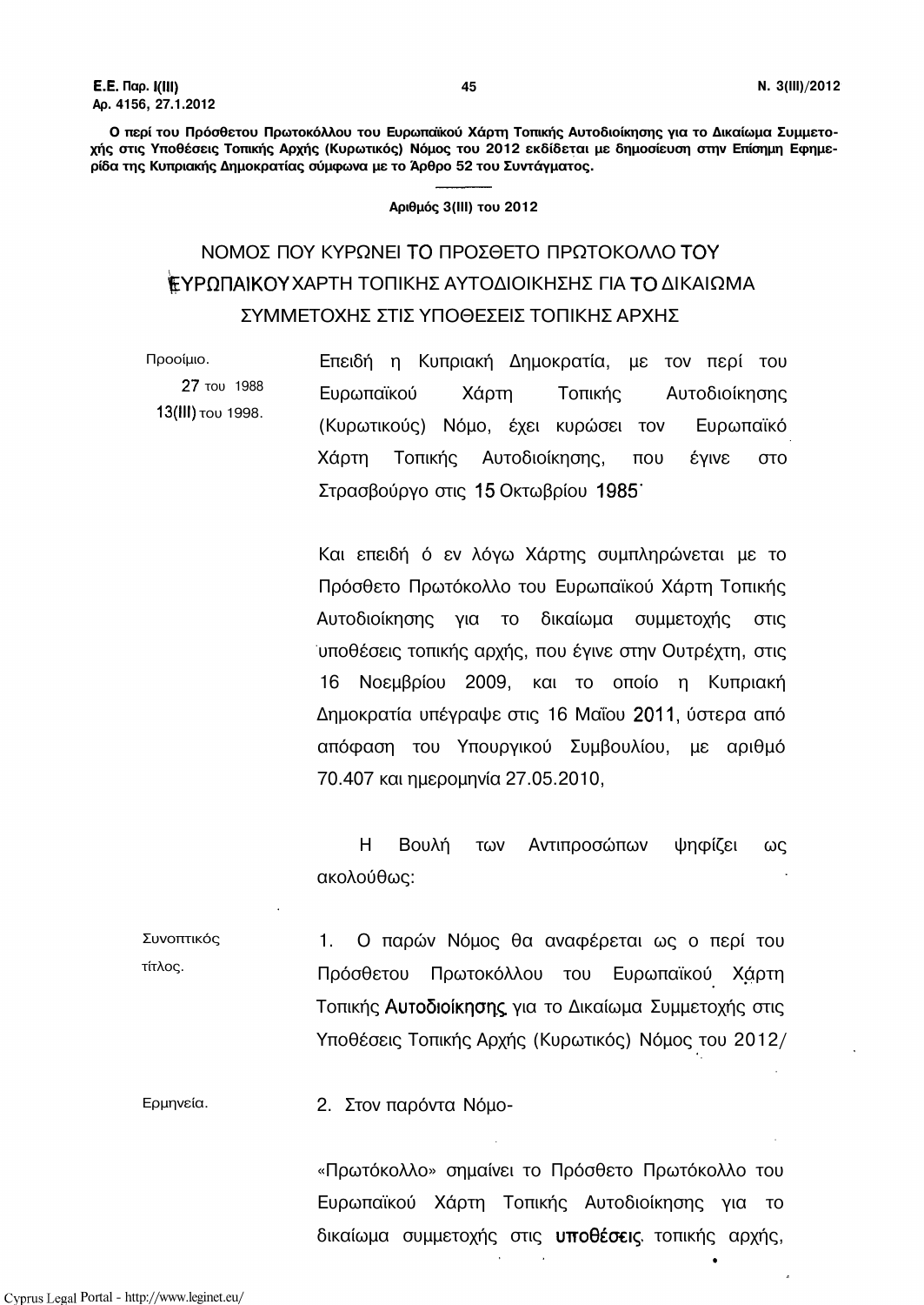Ο περί του Πρόσθετου Πρωτοκόλλου του Ευρωπαϊκού Χάρτη Τοπικής Αυτοδιοίκησης για το Δικαίωμα Συμμετοχής στις Υποθέσεις Τοπικής Αρχής (Κυρωτικός) Νόμος του 2012 εκδίδεται με δημοσίευση στην Επίσημη Εφημερίδα της Κυπριακής Δημοκρατίας σύμφωνα με το Άρθρο 52 του Συντάγματος.

Αριθμός 3(III) του 2012

# ΝΟΜΟΣ ΠΟΥ ΚΥΡΩΝΕΙ ΤΟ ΠΡΟΣΘΕΤΟ ΠΡΩΤΟΚΟΛΛΟ ΤΟΥ ΕΥΡΩΠΑΙΚΟΥ ΧΑΡΤΗ ΤΟΠΙΚΗΣ ΑΥΤΟΔΙΟΙΚΗΣΗΣ ΓΙΑ ΤΟ ΔΙΚΑΙΩΜΑ ΣΥΜΜΕΤΟΧΗΣ ΣΤΙΣ ΥΠΟΘΕΣΕΙΣ ΤΟΠΙΚΗΣ ΑΡΧΗΣ

Προοίμιο.
27 του 1988
13(III) του 1998.

Επειδή η Κυπριακή Δημοκρατία, με τον περί του Ευρωπαϊκού Χάρτη Τοπικής Αυτοδιοίκησης (Κυρωτικούς) Νόμο, έχει κυρώσει τον Ευρωπαϊκό Χάρτη Τοπικής Αυτοδιοίκησης, που έγινε στο Στρασβούργο στις 15 Οκτωβρίου 1985·

Και επειδή ό εν λόγω Χάρτης συμπληρώνεται με το Πρόσθετο Πρωτόκολλο του Ευρωπαϊκού Χάρτη Τοπικής Αυτοδιοίκησης για το δικαίωμα συμμετοχής στις υποθέσεις τοπικής αρχής, που έγινε στην Ουτρέχτη, στις 16 Νοεμβρίου 2009, και το οποίο η Κυπριακή Δημοκρατία υπέγραψε στις 16 Μαΐου 2011, ύστερα από απόφαση του Υπουργικού Συμβουλίου, με αριθμό 70.407 και ημερομηνία 27.05.2010,

Η Βουλή των Αντιπροσώπων ψηφίζει ως ακολούθως:

Συνοπτικός τίτλος.

1. Ο παρών Νόμος θα αναφέρεται ως ο περί του Πρόσθετου Πρωτοκόλλου του Ευρωπαϊκού Χάρτη Τοπικής Αυτοδιοίκησης για το Δικαίωμα Συμμετοχής στις Υποθέσεις Τοπικής Αρχής (Κυρωτικός) Νόμος του 2012/

Ερμηνεία.

2. Στον παρόντα Νόμο-

«Πρωτόκολλο» σημαίνει το Πρόσθετο Πρωτόκολλο του Ευρωπαϊκού Χάρτη Τοπικής Αυτοδιοίκησης για το δικαίωμα συμμετοχής στις υποθέσεις τοπικής αρχής,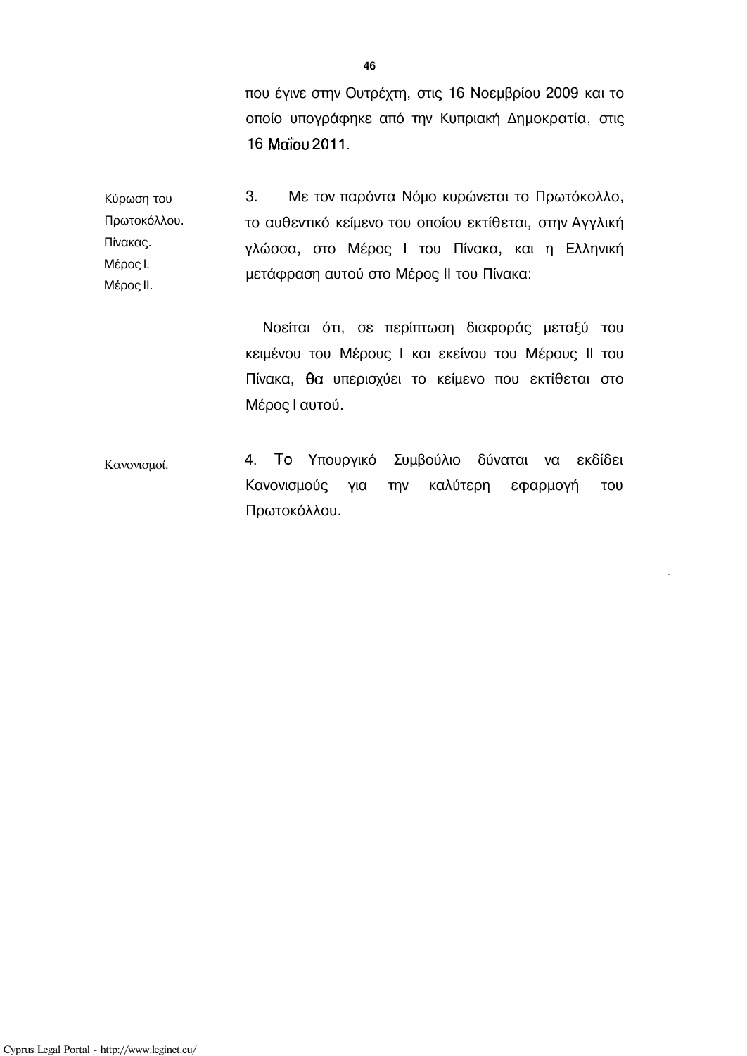που έγινε στην Ουτρέχτη, στις 16 Νοεμβρίου 2009 και το οποίο υπογράφηκε από την Κυπριακή Δημοκρατία, στις 16 Μαΐου 2011.

Κύρωση του Πρωτοκόλλου. Πίνακας. Μέρος Ι. Μέρος ΙΙ.

3. Με τον παρόντα Νόμο κυρώνεται το Πρωτόκολλο, το αυθεντικό κείμενο του οποίου εκτίθεται, στην Αγγλική γλώσσα, στο Μέρος Ι του Πίνακα, και η Ελληνική μετάφραση αυτού στο Μέρος ΙΙ του Πίνακα:

Νοείται ότι, σε περίπτωση διαφοράς μεταξύ του κειμένου του Μέρους Ι και εκείνου του Μέρους ΙΙ του Πίνακα, θα υπερισχύει το κείμενο που εκτίθεται στο Μέρος Ι αυτού.

Κανονισμοί.

4. Το Υπουργικό Συμβούλιο δύναται να εκδίδει Κανονισμούς για την καλύτερη εφαρμογή του Πρωτοκόλλου.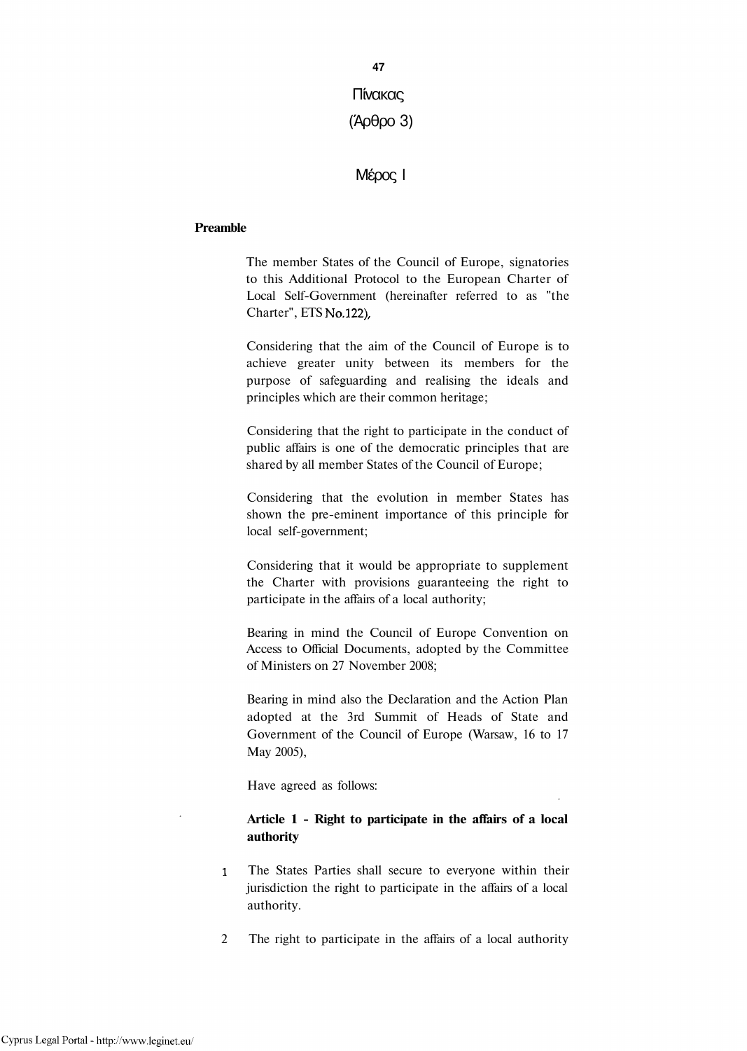# Πίνακας

## (Άρθρο 3)

## Μέρος Ι

**Preamble**

The member States of the Council of Europe, signatories to this Additional Protocol to the European Charter of Local Self-Government (hereinafter referred to as "the Charter", ETS No.122),

Considering that the aim of the Council of Europe is to achieve greater unity between its members for the purpose of safeguarding and realising the ideals and principles which are their common heritage;

Considering that the right to participate in the conduct of public affairs is one of the democratic principles that are shared by all member States of the Council of Europe;

Considering that the evolution in member States has shown the pre-eminent importance of this principle for local self-government;

Considering that it would be appropriate to supplement the Charter with provisions guaranteeing the right to participate in the affairs of a local authority;

Bearing in mind the Council of Europe Convention on Access to Official Documents, adopted by the Committee of Ministers on 27 November 2008;

Bearing in mind also the Declaration and the Action Plan adopted at the 3rd Summit of Heads of State and Government of the Council of Europe (Warsaw, 16 to 17 May 2005),

Have agreed as follows:

**Article 1 - Right to participate in the affairs of a local authority**

1 The States Parties shall secure to everyone within their jurisdiction the right to participate in the affairs of a local authority.

2 The right to participate in the affairs of a local authority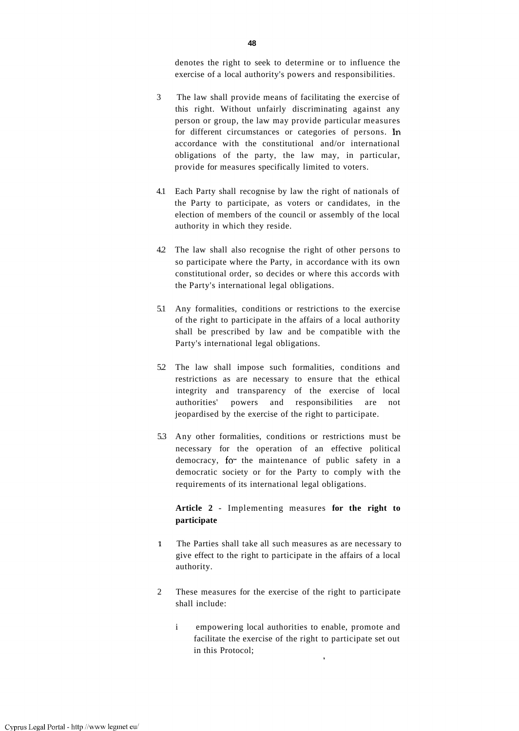denotes the right to seek to determine or to influence the exercise of a local authority's powers and responsibilities.

3 The law shall provide means of facilitating the exercise of this right. Without unfairly discriminating against any person or group, the law may provide particular measures for different circumstances or categories of persons. In accordance with the constitutional and/or international obligations of the party, the law may, in particular, provide for measures specifically limited to voters.

4.1 Each Party shall recognise by law the right of nationals of the Party to participate, as voters or candidates, in the election of members of the council or assembly of the local authority in which they reside.

4.2 The law shall also recognise the right of other persons to so participate where the Party, in accordance with its own constitutional order, so decides or where this accords with the Party's international legal obligations.

5.1 Any formalities, conditions or restrictions to the exercise of the right to participate in the affairs of a local authority shall be prescribed by law and be compatible with the Party's international legal obligations.

5.2 The law shall impose such formalities, conditions and restrictions as are necessary to ensure that the ethical integrity and transparency of the exercise of local authorities' powers and responsibilities are not jeopardised by the exercise of the right to participate.

5.3 Any other formalities, conditions or restrictions must be necessary for the operation of an effective political democracy, for the maintenance of public safety in a democratic society or for the Party to comply with the requirements of its international legal obligations.

**Article 2** - Implementing measures **for the right to participate**

1 The Parties shall take all such measures as are necessary to give effect to the right to participate in the affairs of a local authority.

2 These measures for the exercise of the right to participate shall include:

i empowering local authorities to enable, promote and facilitate the exercise of the right to participate set out in this Protocol;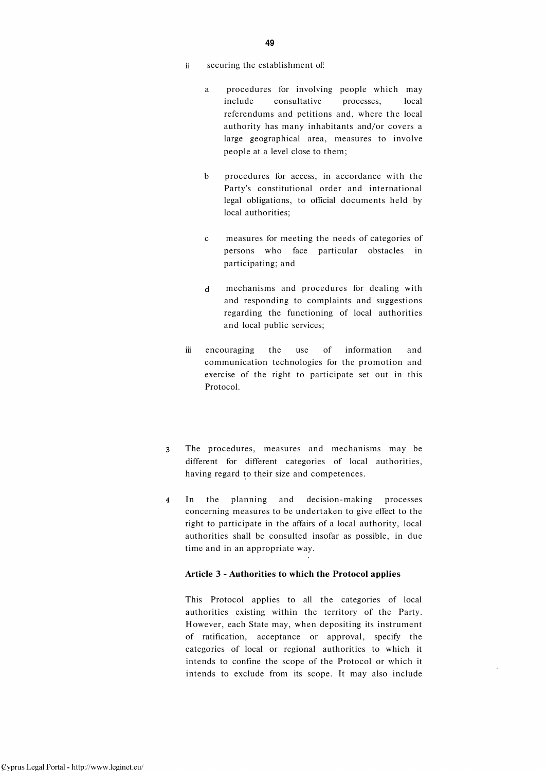ii securing the establishment of:

   a procedures for involving people which may include consultative processes, local referendums and petitions and, where the local authority has many inhabitants and/or covers a large geographical area, measures to involve people at a level close to them;

   b procedures for access, in accordance with the Party's constitutional order and international legal obligations, to official documents held by local authorities;

   c measures for meeting the needs of categories of persons who face particular obstacles in participating; and

   d mechanisms and procedures for dealing with and responding to complaints and suggestions regarding the functioning of local authorities and local public services;

iii encouraging the use of information and communication technologies for the promotion and exercise of the right to participate set out in this Protocol.

3 The procedures, measures and mechanisms may be different for different categories of local authorities, having regard to their size and competences.

4 In the planning and decision-making processes concerning measures to be undertaken to give effect to the right to participate in the affairs of a local authority, local authorities shall be consulted insofar as possible, in due time and in an appropriate way.

**Article 3 - Authorities to which the Protocol applies**

This Protocol applies to all the categories of local authorities existing within the territory of the Party. However, each State may, when depositing its instrument of ratification, acceptance or approval, specify the categories of local or regional authorities to which it intends to confine the scope of the Protocol or which it intends to exclude from its scope. It may also include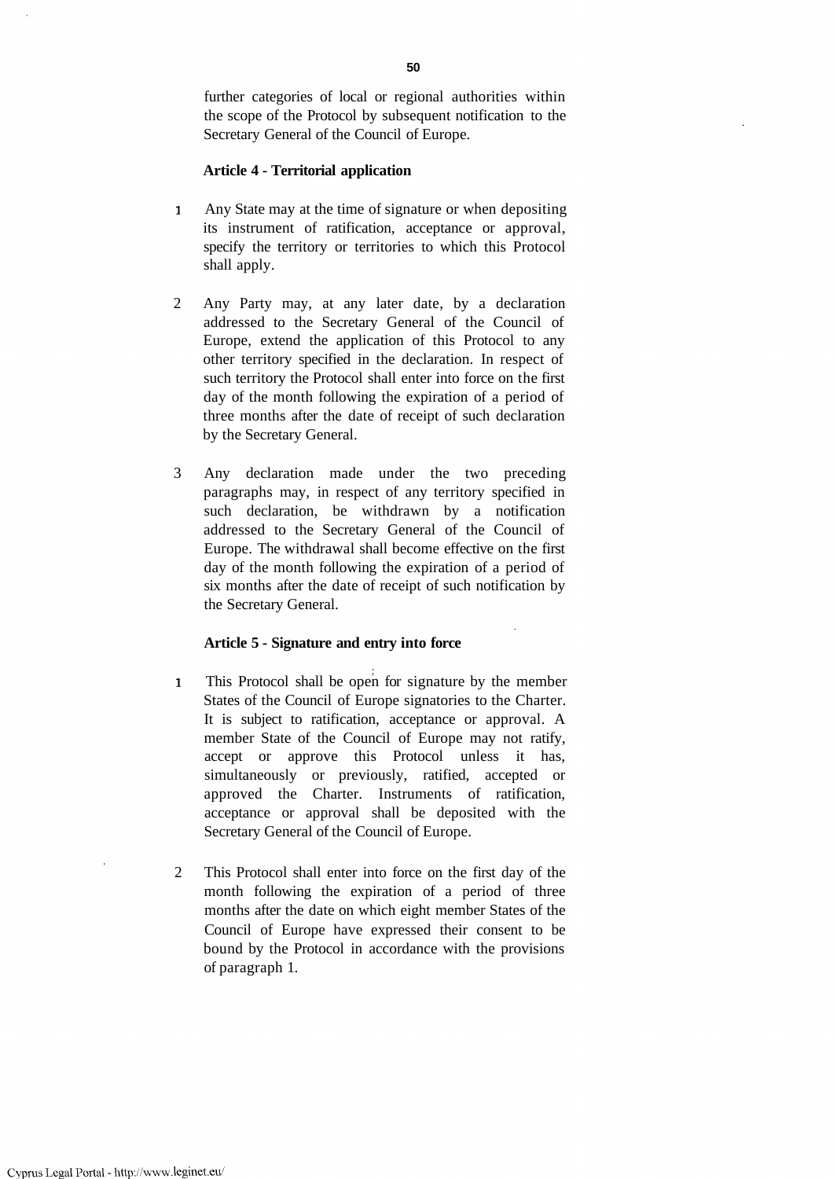further categories of local or regional authorities within the scope of the Protocol by subsequent notification to the Secretary General of the Council of Europe.

### Article 4 - Territorial application

1 Any State may at the time of signature or when depositing its instrument of ratification, acceptance or approval, specify the territory or territories to which this Protocol shall apply.

2 Any Party may, at any later date, by a declaration addressed to the Secretary General of the Council of Europe, extend the application of this Protocol to any other territory specified in the declaration. In respect of such territory the Protocol shall enter into force on the first day of the month following the expiration of a period of three months after the date of receipt of such declaration by the Secretary General.

3 Any declaration made under the two preceding paragraphs may, in respect of any territory specified in such declaration, be withdrawn by a notification addressed to the Secretary General of the Council of Europe. The withdrawal shall become effective on the first day of the month following the expiration of a period of six months after the date of receipt of such notification by the Secretary General.

### Article 5 - Signature and entry into force

1 This Protocol shall be open for signature by the member States of the Council of Europe signatories to the Charter. It is subject to ratification, acceptance or approval. A member State of the Council of Europe may not ratify, accept or approve this Protocol unless it has, simultaneously or previously, ratified, accepted or approved the Charter. Instruments of ratification, acceptance or approval shall be deposited with the Secretary General of the Council of Europe.

2 This Protocol shall enter into force on the first day of the month following the expiration of a period of three months after the date on which eight member States of the Council of Europe have expressed their consent to be bound by the Protocol in accordance with the provisions of paragraph 1.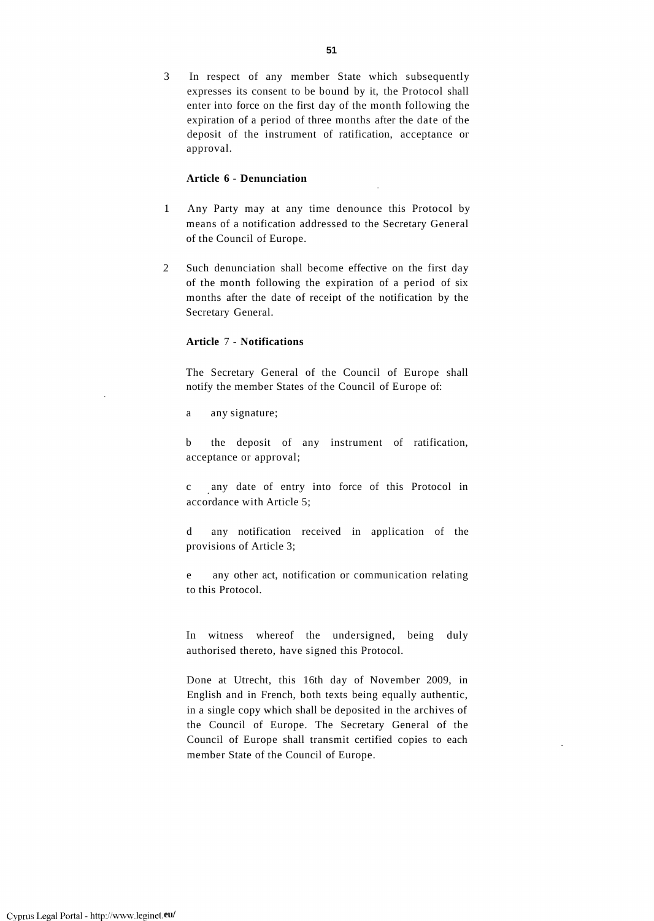3 In respect of any member State which subsequently expresses its consent to be bound by it, the Protocol shall enter into force on the first day of the month following the expiration of a period of three months after the date of the deposit of the instrument of ratification, acceptance or approval.

**Article 6 - Denunciation**

1 Any Party may at any time denounce this Protocol by means of a notification addressed to the Secretary General of the Council of Europe.

2 Such denunciation shall become effective on the first day of the month following the expiration of a period of six months after the date of receipt of the notification by the Secretary General.

**Article 7 - Notifications**

The Secretary General of the Council of Europe shall notify the member States of the Council of Europe of:

a any signature;

b the deposit of any instrument of ratification, acceptance or approval;

c any date of entry into force of this Protocol in accordance with Article 5;

d any notification received in application of the provisions of Article 3;

e any other act, notification or communication relating to this Protocol.

In witness whereof the undersigned, being duly authorised thereto, have signed this Protocol.

Done at Utrecht, this 16th day of November 2009, in English and in French, both texts being equally authentic, in a single copy which shall be deposited in the archives of the Council of Europe. The Secretary General of the Council of Europe shall transmit certified copies to each member State of the Council of Europe.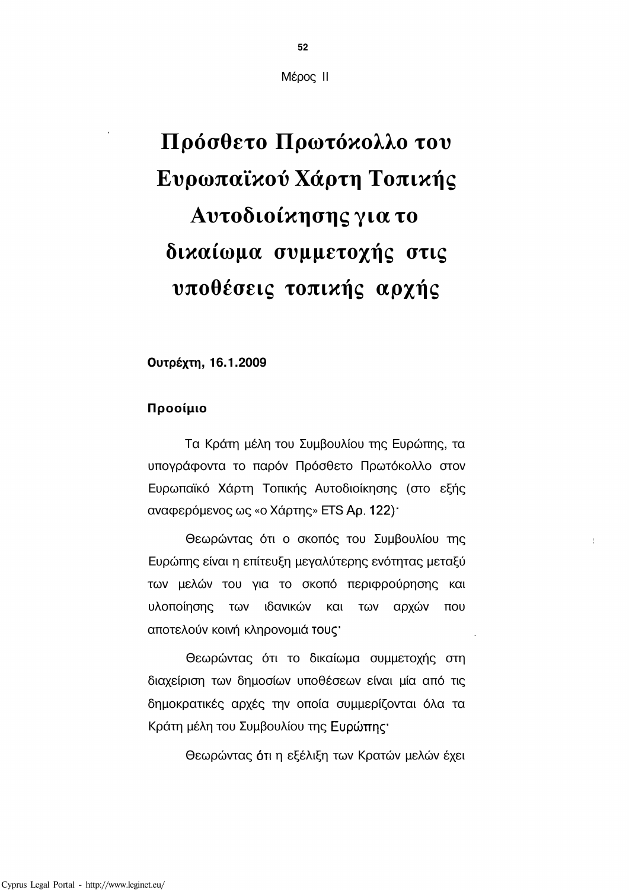Μέρος II

# Πρόσθετο Πρωτόκολλο του Ευρωπαϊκού Χάρτη Τοπικής Αυτοδιοίκησης για το δικαίωμα συμμετοχής στις υποθέσεις τοπικής αρχής

**Ουτρέχτη, 16.1.2009**

**Προοίμιο**

Τα Κράτη μέλη του Συμβουλίου της Ευρώπης, τα υπογράφοντα το παρόν Πρόσθετο Πρωτόκολλο στον Ευρωπαϊκό Χάρτη Τοπικής Αυτοδιοίκησης (στο εξής αναφερόμενος ως «ο Χάρτης» ETS Αρ. 122)·

Θεωρώντας ότι ο σκοπός του Συμβουλίου της Ευρώπης είναι η επίτευξη μεγαλύτερης ενότητας μεταξύ των μελών του για το σκοπό περιφρούρησης και υλοποίησης των ιδανικών και των αρχών που αποτελούν κοινή κληρονομιά τους·

Θεωρώντας ότι το δικαίωμα συμμετοχής στη διαχείριση των δημοσίων υποθέσεων είναι μία από τις δημοκρατικές αρχές την οποία συμμερίζονται όλα τα Κράτη μέλη του Συμβουλίου της Ευρώπης·

Θεωρώντας ότι η εξέλιξη των Κρατών μελών έχει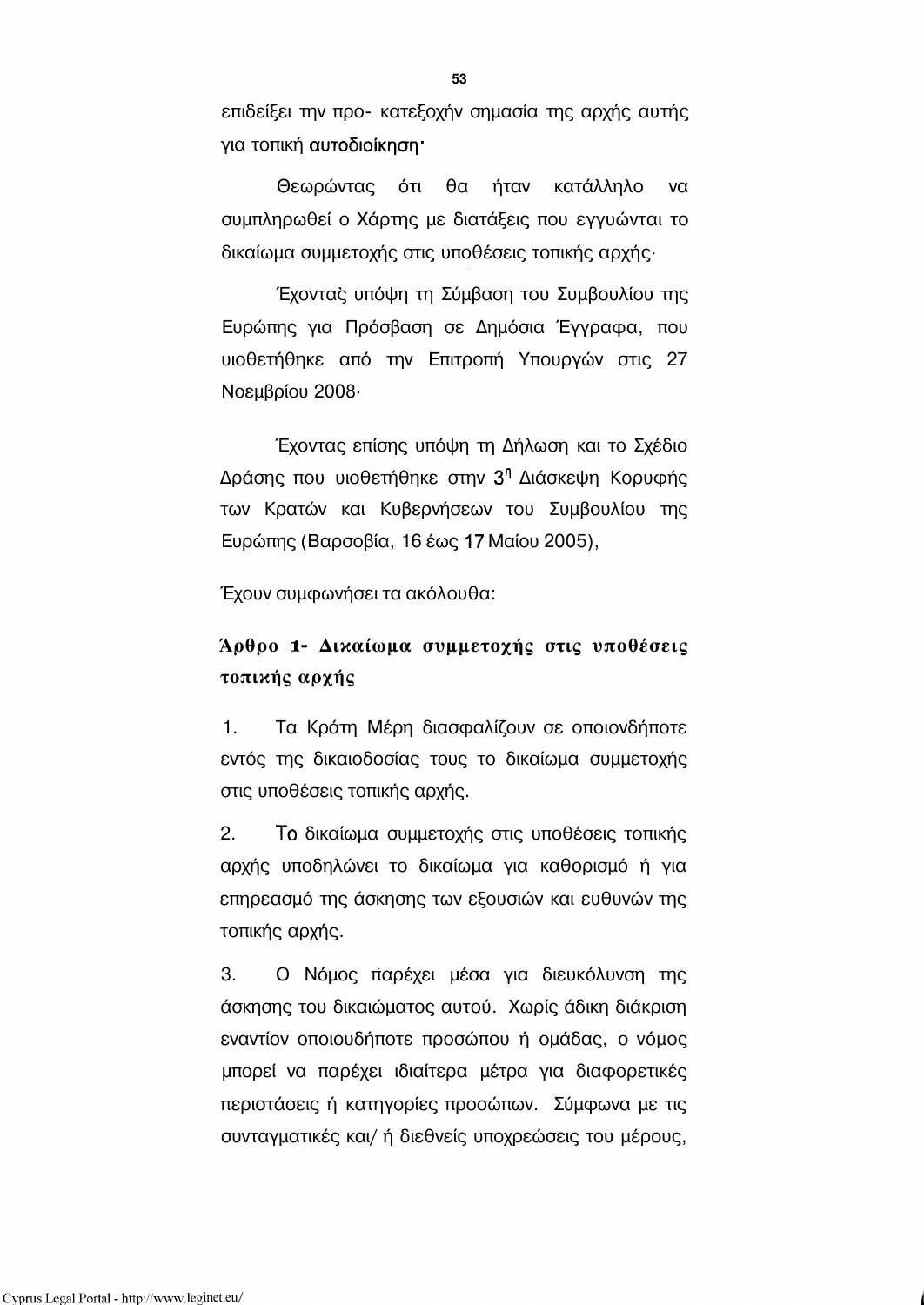επιδείξει την προ- κατεξοχήν σημασία της αρχής αυτής για τοπική αυτοδιοίκηση·

Θεωρώντας ότι θα ήταν κατάλληλο να συμπληρωθεί ο Χάρτης με διατάξεις που εγγυώνται το δικαίωμα συμμετοχής στις υποθέσεις τοπικής αρχής·

Έχοντας υπόψη τη Σύμβαση του Συμβουλίου της Ευρώπης για Πρόσβαση σε Δημόσια Έγγραφα, που υιοθετήθηκε από την Επιτροπή Υπουργών στις 27 Νοεμβρίου 2008·

Έχοντας επίσης υπόψη τη Δήλωση και το Σχέδιο Δράσης που υιοθετήθηκε στην 3η Διάσκεψη Κορυφής των Κρατών και Κυβερνήσεων του Συμβουλίου της Ευρώπης (Βαρσοβία, 16 έως 17 Μαίου 2005),

Έχουν συμφωνήσει τα ακόλουθα:

## Άρθρο 1- Δικαίωμα συμμετοχής στις υποθέσεις τοπικής αρχής

1. Τα Κράτη Μέρη διασφαλίζουν σε οποιονδήποτε εντός της δικαιοδοσίας τους το δικαίωμα συμμετοχής στις υποθέσεις τοπικής αρχής.

2. Το δικαίωμα συμμετοχής στις υποθέσεις τοπικής αρχής υποδηλώνει το δικαίωμα για καθορισμό ή για επηρεασμό της άσκησης των εξουσιών και ευθυνών της τοπικής αρχής.

3. Ο Νόμος παρέχει μέσα για διευκόλυνση της άσκησης του δικαιώματος αυτού. Χωρίς άδικη διάκριση εναντίον οποιουδήποτε προσώπου ή ομάδας, ο νόμος μπορεί να παρέχει ιδιαίτερα μέτρα για διαφορετικές περιστάσεις ή κατηγορίες προσώπων. Σύμφωνα με τις συνταγματικές και/ ή διεθνείς υποχρεώσεις του μέρους,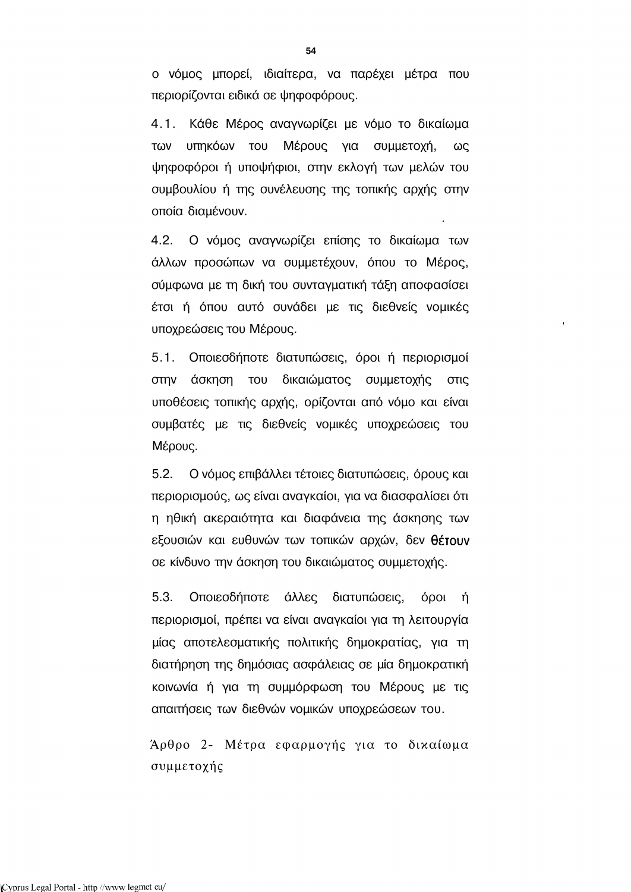ο νόμος μπορεί, ιδιαίτερα, να παρέχει μέτρα που περιορίζονται ειδικά σε ψηφοφόρους.

4.1. Κάθε Μέρος αναγνωρίζει με νόμο το δικαίωμα των υπηκόων του Μέρους για συμμετοχή, ως ψηφοφόροι ή υποψήφιοι, στην εκλογή των μελών του συμβουλίου ή της συνέλευσης της τοπικής αρχής στην οποία διαμένουν.

4.2. Ο νόμος αναγνωρίζει επίσης το δικαίωμα των άλλων προσώπων να συμμετέχουν, όπου το Μέρος, σύμφωνα με τη δική του συνταγματική τάξη αποφασίσει έτσι ή όπου αυτό συνάδει με τις διεθνείς νομικές υποχρεώσεις του Μέρους.

5.1. Οποιεσδήποτε διατυπώσεις, όροι ή περιορισμοί στην άσκηση του δικαιώματος συμμετοχής στις υποθέσεις τοπικής αρχής, ορίζονται από νόμο και είναι συμβατές με τις διεθνείς νομικές υποχρεώσεις του Μέρους.

5.2. Ο νόμος επιβάλλει τέτοιες διατυπώσεις, όρους και περιορισμούς, ως είναι αναγκαίοι, για να διασφαλίσει ότι η ηθική ακεραιότητα και διαφάνεια της άσκησης των εξουσιών και ευθυνών των τοπικών αρχών, δεν θέτουν σε κίνδυνο την άσκηση του δικαιώματος συμμετοχής.

5.3. Οποιεσδήποτε άλλες διατυπώσεις, όροι ή περιορισμοί, πρέπει να είναι αναγκαίοι για τη λειτουργία μίας αποτελεσματικής πολιτικής δημοκρατίας, για τη διατήρηση της δημόσιας ασφάλειας σε μία δημοκρατική κοινωνία ή για τη συμμόρφωση του Μέρους με τις απαιτήσεις των διεθνών νομικών υποχρεώσεων του.

Άρθρο 2- Μέτρα εφαρμογής για το δικαίωμα συμμετοχής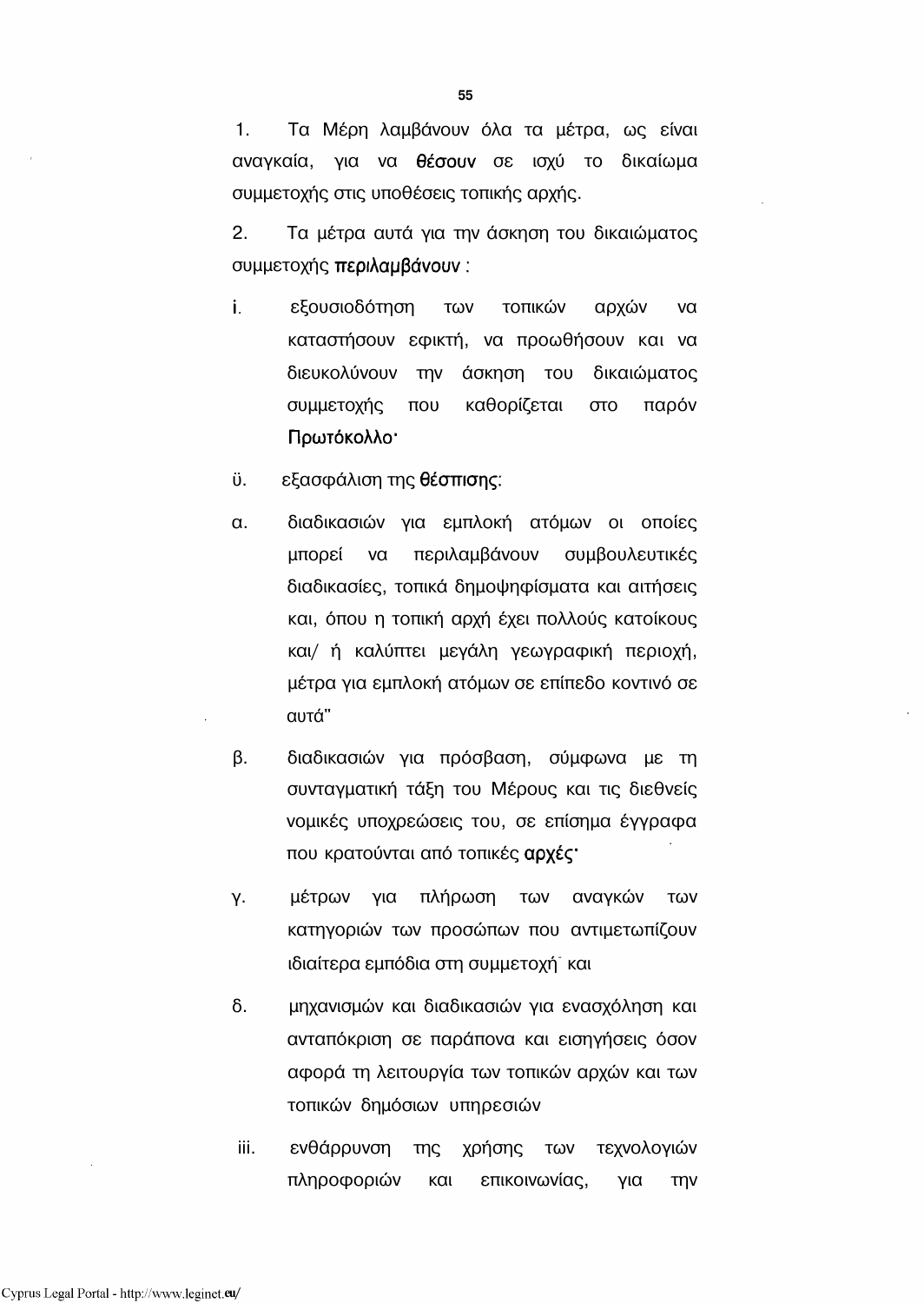1. Τα Μέρη λαμβάνουν όλα τα μέτρα, ως είναι αναγκαία, για να **θέσουν** σε ισχύ το δικαίωμα συμμετοχής στις υποθέσεις τοπικής αρχής.

2. Τα μέτρα αυτά για την άσκηση του δικαιώματος συμμετοχής **περιλαμβάνουν** :

i. εξουσιοδότηση των τοπικών αρχών να καταστήσουν εφικτή, να προωθήσουν και να διευκολύνουν την άσκηση του δικαιώματος συμμετοχής που καθορίζεται στο παρόν **Πρωτόκολλο·**

ϋ. εξασφάλιση της **θέσπισης**:

α. διαδικασιών για εμπλοκή ατόμων οι οποίες μπορεί να περιλαμβάνουν συμβουλευτικές διαδικασίες, τοπικά δημοψηφίσματα και αιτήσεις και, όπου η τοπική αρχή έχει πολλούς κατοίκους και/ ή καλύπτει μεγάλη γεωγραφική περιοχή, μέτρα για εμπλοκή ατόμων σε επίπεδο κοντινό σε αυτά"

β. διαδικασιών για πρόσβαση, σύμφωνα με τη συνταγματική τάξη του Μέρους και τις διεθνείς νομικές υποχρεώσεις του, σε επίσημα έγγραφα που κρατούνται από τοπικές **αρχές·**

γ. μέτρων για πλήρωση των αναγκών των κατηγοριών των προσώπων που αντιμετωπίζουν ιδιαίτερα εμπόδια στη συμμετοχή· και

δ. μηχανισμών και διαδικασιών για ενασχόληση και ανταπόκριση σε παράπονα και εισηγήσεις όσον αφορά τη λειτουργία των τοπικών αρχών και των τοπικών δημόσιων υπηρεσιών

iii. ενθάρρυνση της χρήσης των τεχνολογιών πληροφοριών και επικοινωνίας, για την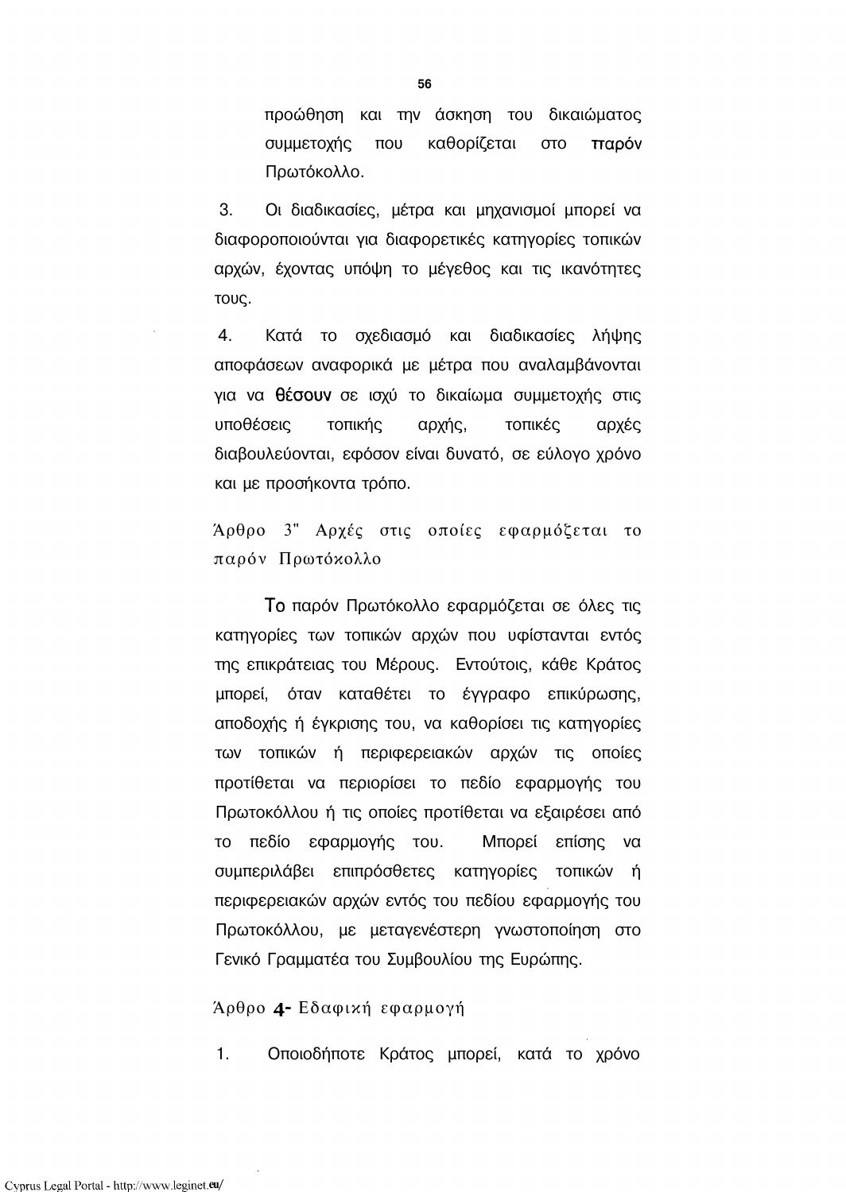προώθηση και την άσκηση του δικαιώματος συμμετοχής που καθορίζεται στο παρόν Πρωτόκολλο.

3. Οι διαδικασίες, μέτρα και μηχανισμοί μπορεί να διαφοροποιούνται για διαφορετικές κατηγορίες τοπικών αρχών, έχοντας υπόψη το μέγεθος και τις ικανότητες τους.

4. Κατά το σχεδιασμό και διαδικασίες λήψης αποφάσεων αναφορικά με μέτρα που αναλαμβάνονται για να θέσουν σε ισχύ το δικαίωμα συμμετοχής στις υποθέσεις τοπικής αρχής, τοπικές αρχές διαβουλεύονται, εφόσον είναι δυνατό, σε εύλογο χρόνο και με προσήκοντα τρόπο.

Άρθρο 3" Αρχές στις οποίες εφαρμόζεται το παρόν Πρωτόκολλο

Το παρόν Πρωτόκολλο εφαρμόζεται σε όλες τις κατηγορίες των τοπικών αρχών που υφίστανται εντός της επικράτειας του Μέρους. Εντούτοις, κάθε Κράτος μπορεί, όταν καταθέτει το έγγραφο επικύρωσης, αποδοχής ή έγκρισης του, να καθορίσει τις κατηγορίες των τοπικών ή περιφερειακών αρχών τις οποίες προτίθεται να περιορίσει το πεδίο εφαρμογής του Πρωτοκόλλου ή τις οποίες προτίθεται να εξαιρέσει από το πεδίο εφαρμογής του. Μπορεί επίσης να συμπεριλάβει επιπρόσθετες κατηγορίες τοπικών ή περιφερειακών αρχών εντός του πεδίου εφαρμογής του Πρωτοκόλλου, με μεταγενέστερη γνωστοποίηση στο Γενικό Γραμματέα του Συμβουλίου της Ευρώπης.

Άρθρο 4- Εδαφική εφαρμογή

1. Οποιοδήποτε Κράτος μπορεί, κατά το χρόνο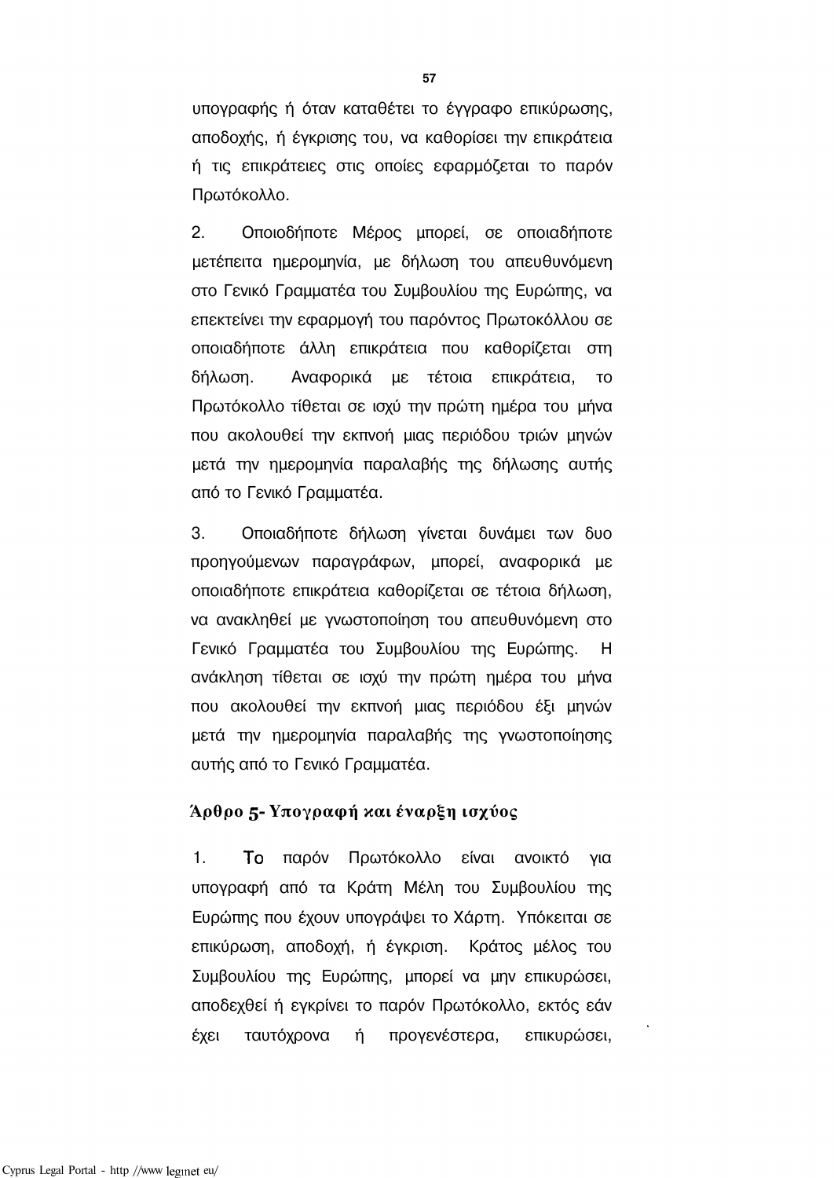υπογραφής ή όταν καταθέτει το έγγραφο επικύρωσης, αποδοχής, ή έγκρισης του, να καθορίσει την επικράτεια ή τις επικράτειες στις οποίες εφαρμόζεται το παρόν Πρωτόκολλο.

2. Οποιοδήποτε Μέρος μπορεί, σε οποιαδήποτε μετέπειτα ημερομηνία, με δήλωση του απευθυνόμενη στο Γενικό Γραμματέα του Συμβουλίου της Ευρώπης, να επεκτείνει την εφαρμογή του παρόντος Πρωτοκόλλου σε οποιαδήποτε άλλη επικράτεια που καθορίζεται στη δήλωση. Αναφορικά με τέτοια επικράτεια, το Πρωτόκολλο τίθεται σε ισχύ την πρώτη ημέρα του μήνα που ακολουθεί την εκπνοή μιας περιόδου τριών μηνών μετά την ημερομηνία παραλαβής της δήλωσης αυτής από το Γενικό Γραμματέα.

3. Οποιαδήποτε δήλωση γίνεται δυνάμει των δυο προηγούμενων παραγράφων, μπορεί, αναφορικά με οποιαδήποτε επικράτεια καθορίζεται σε τέτοια δήλωση, να ανακληθεί με γνωστοποίηση του απευθυνόμενη στο Γενικό Γραμματέα του Συμβουλίου της Ευρώπης. Η ανάκληση τίθεται σε ισχύ την πρώτη ημέρα του μήνα που ακολουθεί την εκπνοή μιας περιόδου έξι μηνών μετά την ημερομηνία παραλαβής της γνωστοποίησης αυτής από το Γενικό Γραμματέα.

### Άρθρο 5- Υπογραφή και έναρξη ισχύος

1. Το παρόν Πρωτόκολλο είναι ανοικτό για υπογραφή από τα Κράτη Μέλη του Συμβουλίου της Ευρώπης που έχουν υπογράψει το Χάρτη. Υπόκειται σε επικύρωση, αποδοχή, ή έγκριση. Κράτος μέλος του Συμβουλίου της Ευρώπης, μπορεί να μην επικυρώσει, αποδεχθεί ή εγκρίνει το παρόν Πρωτόκολλο, εκτός εάν έχει ταυτόχρονα ή προγενέστερα, επικυρώσει,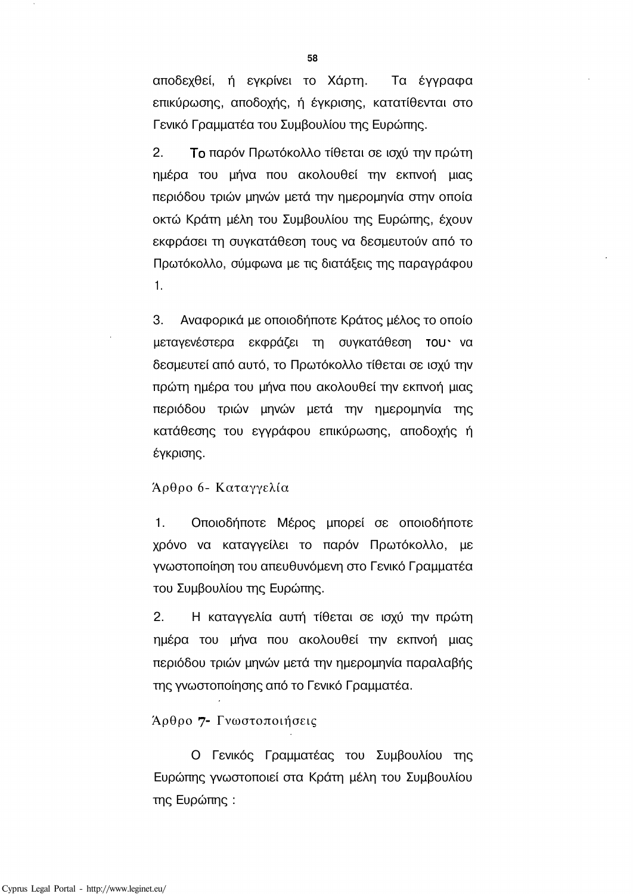αποδεχθεί, ή εγκρίνει το Χάρτη. Τα έγγραφα επικύρωσης, αποδοχής, ή έγκρισης, κατατίθενται στο Γενικό Γραμματέα του Συμβουλίου της Ευρώπης.

2. Το παρόν Πρωτόκολλο τίθεται σε ισχύ την πρώτη ημέρα του μήνα που ακολουθεί την εκπνοή μιας περιόδου τριών μηνών μετά την ημερομηνία στην οποία οκτώ Κράτη μέλη του Συμβουλίου της Ευρώπης, έχουν εκφράσει τη συγκατάθεση τους να δεσμευτούν από το Πρωτόκολλο, σύμφωνα με τις διατάξεις της παραγράφου 1.

3. Αναφορικά με οποιοδήποτε Κράτος μέλος το οποίο μεταγενέστερα εκφράζει τη συγκατάθεση του να δεσμευτεί από αυτό, το Πρωτόκολλο τίθεται σε ισχύ την πρώτη ημέρα του μήνα που ακολουθεί την εκπνοή μιας περιόδου τριών μηνών μετά την ημερομηνία της κατάθεσης του εγγράφου επικύρωσης, αποδοχής ή έγκρισης.

Άρθρο 6- Καταγγελία

1. Οποιοδήποτε Μέρος μπορεί σε οποιοδήποτε χρόνο να καταγγείλει το παρόν Πρωτόκολλο, με γνωστοποίηση του απευθυνόμενη στο Γενικό Γραμματέα του Συμβουλίου της Ευρώπης.

2. Η καταγγελία αυτή τίθεται σε ισχύ την πρώτη ημέρα του μήνα που ακολουθεί την εκπνοή μιας περιόδου τριών μηνών μετά την ημερομηνία παραλαβής της γνωστοποίησης από το Γενικό Γραμματέα.

Άρθρο 7- Γνωστοποιήσεις

Ο Γενικός Γραμματέας του Συμβουλίου της Ευρώπης γνωστοποιεί στα Κράτη μέλη του Συμβουλίου της Ευρώπης :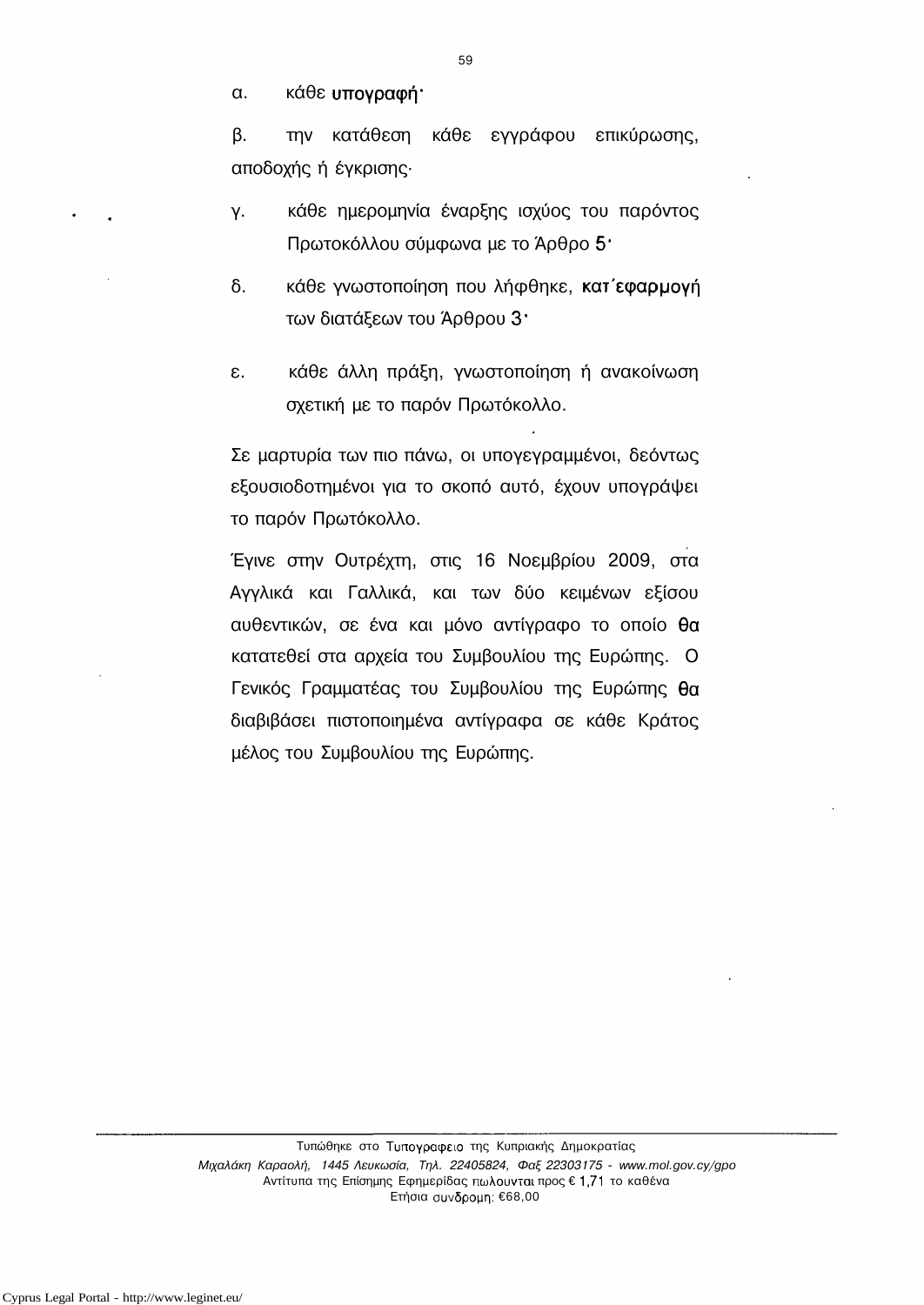α. κάθε υπογραφή·

β. την κατάθεση κάθε εγγράφου επικύρωσης, αποδοχής ή έγκρισης·

γ. κάθε ημερομηνία έναρξης ισχύος του παρόντος Πρωτοκόλλου σύμφωνα με το Άρθρο 5·

δ. κάθε γνωστοποίηση που λήφθηκε, κατ΄εφαρμογή των διατάξεων του Άρθρου 3·

ε. κάθε άλλη πράξη, γνωστοποίηση ή ανακοίνωση σχετική με το παρόν Πρωτόκολλο.

Σε μαρτυρία των πιο πάνω, οι υπογεγραμμένοι, δεόντως εξουσιοδοτημένοι για το σκοπό αυτό, έχουν υπογράψει το παρόν Πρωτόκολλο.

Έγινε στην Ουτρέχτη, στις 16 Νοεμβρίου 2009, στα Αγγλικά και Γαλλικά, και των δύο κειμένων εξίσου αυθεντικών, σε ένα και μόνο αντίγραφο το οποίο θα κατατεθεί στα αρχεία του Συμβουλίου της Ευρώπης. Ο Γενικός Γραμματέας του Συμβουλίου της Ευρώπης θα διαβιβάσει πιστοποιημένα αντίγραφα σε κάθε Κράτος μέλος του Συμβουλίου της Ευρώπης.

Τυπώθηκε στο Τυπογραφείο της Κυπριακής Δημοκρατίας
*Μιχαλάκη Καραολή, 1445 Λευκωσία, Τηλ. 22405824, Φαξ 22303175 - www.mol.gov.cy/gpo*
Αντίτυπα της Επίσημης Εφημερίδας πωλούνται προς € 1,71 το καθένα
Ετήσια συνδρομή: €68,00